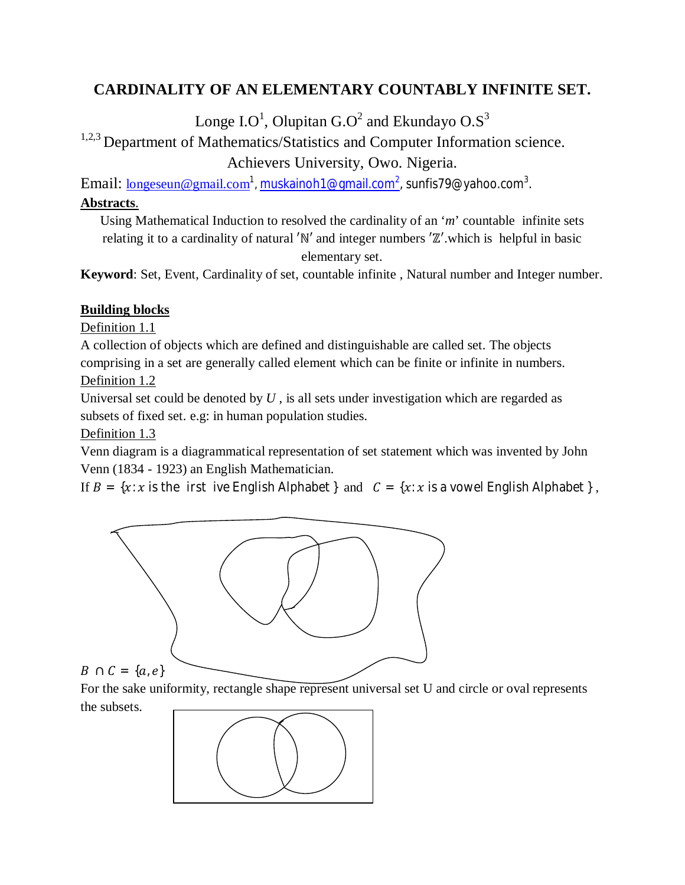# CARDINALITY OF AN ELEMENTARY COUNTABLY INFINITE SET.

Longe I.O[1], Olupitan G.O[2] and Ekundayo O.S[3]

[1,2,3] Department of Mathematics/Statistics and Computer Information science.
Achievers University, Owo. Nigeria.

Email: longeseun@gmail.com[1], muskainoh1@gmail.com[2], sunfis79@yahoo.com[3].

**Abstracts.**

Using Mathematical Induction to resolved the cardinality of an '*m*' countable infinite sets relating it to a cardinality of natural $'\mathbb{N}'$ and integer numbers $'\mathbb{Z}'$.which is helpful in basic elementary set.

**Keyword**: Set, Event, Cardinality of set, countable infinite , Natural number and Integer number.

## Building blocks

Definition 1.1

A collection of objects which are defined and distinguishable are called set. The objects comprising in a set are generally called element which can be finite or infinite in numbers.

Definition 1.2

Universal set could be denoted by $U$ , is all sets under investigation which are regarded as subsets of fixed set. e.g: in human population studies.

Definition 1.3

Venn diagram is a diagrammatical representation of set statement which was invented by John Venn (1834 - 1923) an English Mathematician.

If $B = \{x: x \text{ is the irst ive English Alphabet }\}$ and $C = \{x: x \text{ is a vowel English Alphabet }\}$ ,

$B \cap C = \{a, e\}$

For the sake uniformity, rectangle shape represent universal set U and circle or oval represents the subsets.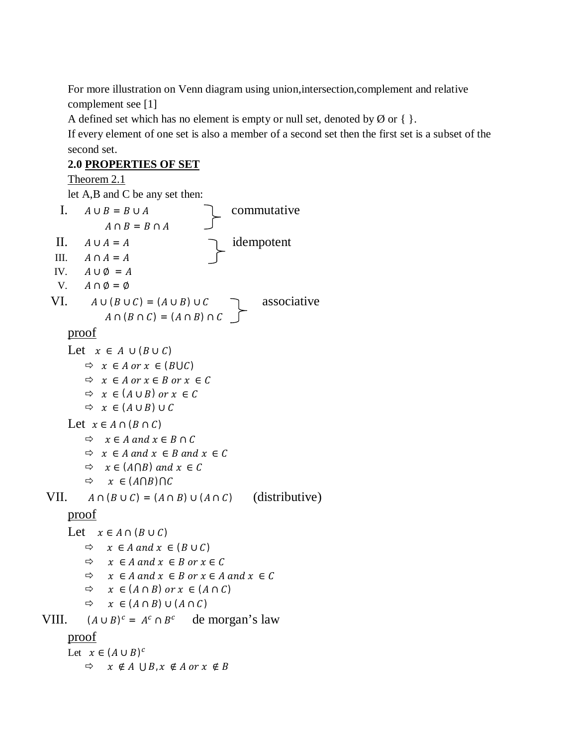For more illustration on Venn diagram using union,intersection,complement and relative complement see [1]

A defined set which has no element is empty or null set, denoted by Ø or { }.

If every element of one set is also a member of a second set then the first set is a subset of the second set.

**2.0 PROPERTIES OF SET**

Theorem 2.1

let A,B and C be any set then:

I. $A \cup B = B \cup A$, $A \cap B = B \cap A$ — commutative

II. $A \cup A = A$ — idempotent

III. $A \cap A = A$ — idempotent

IV. $A \cup \emptyset = A$

V. $A \cap \emptyset = \emptyset$

VI. $A \cup (B \cup C) = (A \cup B) \cup C$, $A \cap (B \cap C) = (A \cap B) \cap C$ — associative

proof

Let $x \in A \cup (B \cup C)$

- ⇨ $x \in A \; or \; x \in (B \cup C)$
- ⇨ $x \in A \; or \; x \in B \; or \; x \in C$
- ⇨ $x \in (A \cup B) \; or \; x \in C$
- ⇨ $x \in (A \cup B) \cup C$

Let $x \in A \cap (B \cap C)$

- ⇨ $x \in A \; and \; x \in B \cap C$
- ⇨ $x \in A \; and \; x \in B \; and \; x \in C$
- ⇨ $x \in (A \cap B) \; and \; x \in C$
- ⇨ $x \in (A \cap B) \cap C$

VII. $A \cap (B \cup C) = (A \cap B) \cup (A \cap C)$ (distributive)

proof

Let $x \in A \cap (B \cup C)$

- ⇨ $x \in A \; and \; x \in (B \cup C)$
- ⇨ $x \in A \; and \; x \in B \; or \; x \in C$
- ⇨ $x \in A \; and \; x \in B \; or \; x \in A \; and \; x \in C$
- ⇨ $x \in (A \cap B) \; or \; x \in (A \cap C)$
- ⇨ $x \in (A \cap B) \cup (A \cap C)$

VIII. $(A \cup B)^c = A^c \cap B^c$ de morgan's law

proof

Let $x \in (A \cup B)^c$

- ⇨ $x \notin A \cup B, x \notin A \; or \; x \notin B$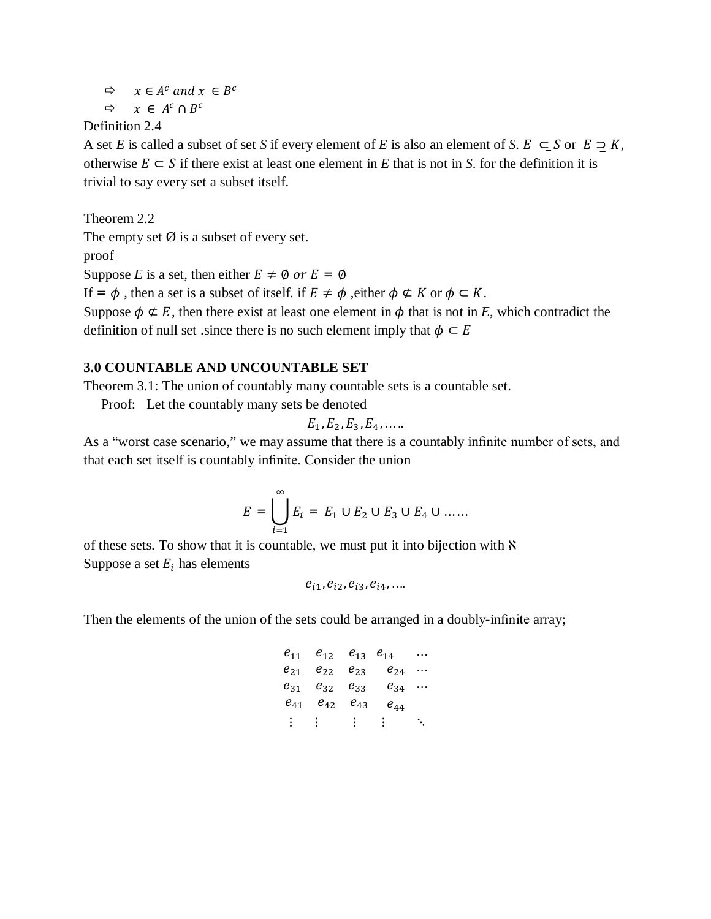⇨ $x \in A^c$ and $x \in B^c$

⇨ $x \in A^c \cap B^c$

Definition 2.4

A set $E$ is called a subset of set $S$ if every element of $E$ is also an element of $S$. $E \subseteq S$ or $E \supseteq K$, otherwise $E \subset S$ if there exist at least one element in $E$ that is not in $S$. for the definition it is trivial to say every set a subset itself.

Theorem 2.2

The empty set Ø is a subset of every set.

proof

Suppose $E$ is a set, then either $E \neq \emptyset$ $or$ $E = \emptyset$

If $= \phi$ , then a set is a subset of itself. if $E \neq \phi$ ,either $\phi \not\subset K$ or $\phi \subset K$.

Suppose $\phi \not\subset E$, then there exist at least one element in $\phi$ that is not in $E$, which contradict the definition of null set .since there is no such element imply that $\phi \subset E$

**3.0 COUNTABLE AND UNCOUNTABLE SET**

Theorem 3.1: The union of countably many countable sets is a countable set.

Proof: Let the countably many sets be denoted

$$E_1, E_2, E_3, E_4, \ldots..$$

As a "worst case scenario," we may assume that there is a countably infinite number of sets, and that each set itself is countably infinite. Consider the union

$$E = \bigcup_{i=1}^{\infty} E_i = E_1 \cup E_2 \cup E_3 \cup E_4 \cup \ldots\ldots$$

of these sets. To show that it is countable, we must put it into bijection with ℵ

Suppose a set $E_i$ has elements

$$e_{i1}, e_{i2}, e_{i3}, e_{i4}, \ldots.$$

Then the elements of the union of the sets could be arranged in a doubly-infinite array;

$$\begin{array}{ccccc} e_{11} & e_{12} & e_{13} & e_{14} & \cdots \\ e_{21} & e_{22} & e_{23} & e_{24} & \cdots \\ e_{31} & e_{32} & e_{33} & e_{34} & \cdots \\ e_{41} & e_{42} & e_{43} & e_{44} & \\ \vdots & \vdots & \vdots & \vdots & \ddots \end{array}$$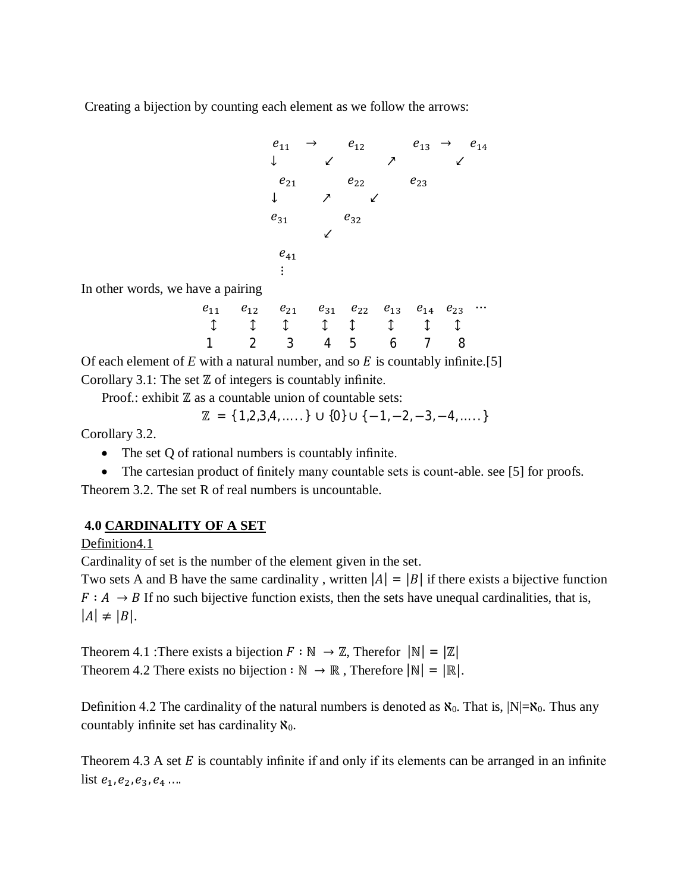Creating a bijection by counting each element as we follow the arrows:

$$
\begin{array}{ccccccc}
e_{11} & \rightarrow & e_{12} & & e_{13} & \rightarrow & e_{14} \\
\downarrow & \swarrow & & \nearrow & & \swarrow & \\
e_{21} & & e_{22} & & e_{23} & & \\
\downarrow & \nearrow & & \swarrow & & & \\
e_{31} & & e_{32} & & & & \\
& \swarrow & & & & & \\
e_{41} & & & & & & \\
\vdots & & & & & &
\end{array}
$$

In other words, we have a pairing

$$
\begin{array}{ccccccccc}
e_{11} & e_{12} & e_{21} & e_{31} & e_{22} & e_{13} & e_{14} & e_{23} & \cdots \\
\updownarrow & \updownarrow & \updownarrow & \updownarrow & \updownarrow & \updownarrow & \updownarrow & \updownarrow & \\
1 & 2 & 3 & 4 & 5 & 6 & 7 & 8 &
\end{array}
$$

Of each element of $E$ with a natural number, and so $E$ is countably infinite.[5]

Corollary 3.1: The set $\mathbb{Z}$ of integers is countably infinite.

Proof.: exhibit $\mathbb{Z}$ as a countable union of countable sets:

$$\mathbb{Z} = \{1,2,3,4,\ldots..\} \cup \{0\} \cup \{-1,-2,-3,-4,\ldots..\}$$

Corollary 3.2.

- The set Q of rational numbers is countably infinite.
- The cartesian product of finitely many countable sets is count-able. see [5] for proofs.

Theorem 3.2. The set R of real numbers is uncountable.

## 4.0 CARDINALITY OF A SET

Definition4.1

Cardinality of set is the number of the element given in the set.

Two sets A and B have the same cardinality , written $|A| = |B|$ if there exists a bijective function $F : A \rightarrow B$ If no such bijective function exists, then the sets have unequal cardinalities, that is, $|A| \neq |B|$.

Theorem 4.1 :There exists a bijection $F : \mathbb{N} \rightarrow \mathbb{Z}$, Therefor $|\mathbb{N}| = |\mathbb{Z}|$

Theorem 4.2 There exists no bijection $: \mathbb{N} \rightarrow \mathbb{R}$ , Therefore $|\mathbb{N}| = |\mathbb{R}|$.

Definition 4.2 The cardinality of the natural numbers is denoted as $\aleph_0$. That is, $|N|=\aleph_0$. Thus any countably infinite set has cardinality $\aleph_0$.

Theorem 4.3 A set $E$ is countably infinite if and only if its elements can be arranged in an infinite list $e_1, e_2, e_3, e_4 \ldots$.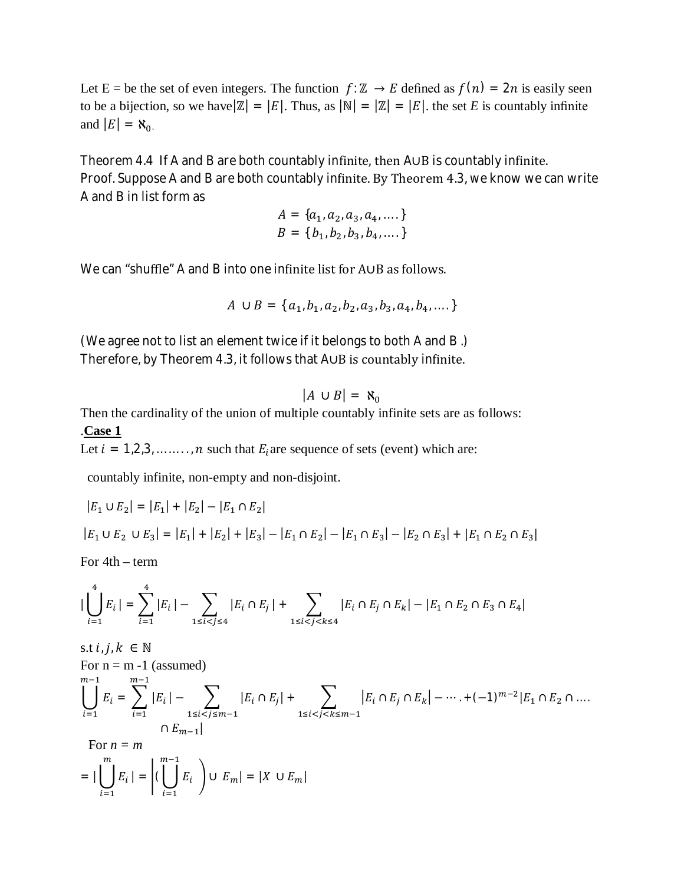Let E = be the set of even integers. The function $f: \mathbb{Z} \to E$ defined as $f(n) = 2n$ is easily seen to be a bijection, so we have $|\mathbb{Z}| = |E|$. Thus, as $|\mathbb{N}| = |\mathbb{Z}| = |E|$. the set $E$ is countably infinite and $|E| = \aleph_0$.

Theorem 4.4 If A and B are both countably infinite, then A∪B is countably infinite.
Proof. Suppose A and B are both countably infinite. By Theorem 4.3, we know we can write A and B in list form as

$$A = \{a_1, a_2, a_3, a_4, \ldots.\}$$
$$B = \{b_1, b_2, b_3, b_4, \ldots.\}$$

We can "shuffle" A and B into one infinite list for A∪B as follows.

$$A \cup B = \{a_1, b_1, a_2, b_2, a_3, b_3, a_4, b_4, \ldots.\}$$

(We agree not to list an element twice if it belongs to both A and B .)
Therefore, by Theorem 4.3, it follows that A∪B is countably infinite.

$$|A \cup B| = \aleph_0$$

Then the cardinality of the union of multiple countably infinite sets are as follows:

.**Case 1**

Let $i = 1,2,3, \ldots\ldots, n$ such that $E_i$ are sequence of sets (event) which are:

countably infinite, non-empty and non-disjoint.

$$|E_1 \cup E_2| = |E_1| + |E_2| - |E_1 \cap E_2|$$

$$|E_1 \cup E_2 \cup E_3| = |E_1| + |E_2| + |E_3| - |E_1 \cap E_2| - |E_1 \cap E_3| - |E_2 \cap E_3| + |E_1 \cap E_2 \cap E_3|$$

For 4th – term

$$|\bigcup_{i=1}^{4} E_i| = \sum_{i=1}^{4} |E_i| - \sum_{1 \le i < j \le 4} |E_i \cap E_j| + \sum_{1 \le i < j < k \le 4} |E_i \cap E_j \cap E_k| - |E_1 \cap E_2 \cap E_3 \cap E_4|$$

s.t $i, j, k \in \mathbb{N}$

For n = m -1 (assumed)

$$\bigcup_{i=1}^{m-1} E_i = \sum_{i=1}^{m-1} |E_i| - \sum_{1 \le i < j \le m-1} |E_i \cap E_j| + \sum_{1 \le i < j < k \le m-1} |E_i \cap E_j \cap E_k| - \cdots . + (-1)^{m-2} |E_1 \cap E_2 \cap \ldots. \cap E_{m-1}|$$

For $n = m$

$$= |\bigcup_{i=1}^{m} E_i| = \left| \left( \bigcup_{i=1}^{m-1} E_i \right) \cup E_m \right| = |X \cup E_m|$$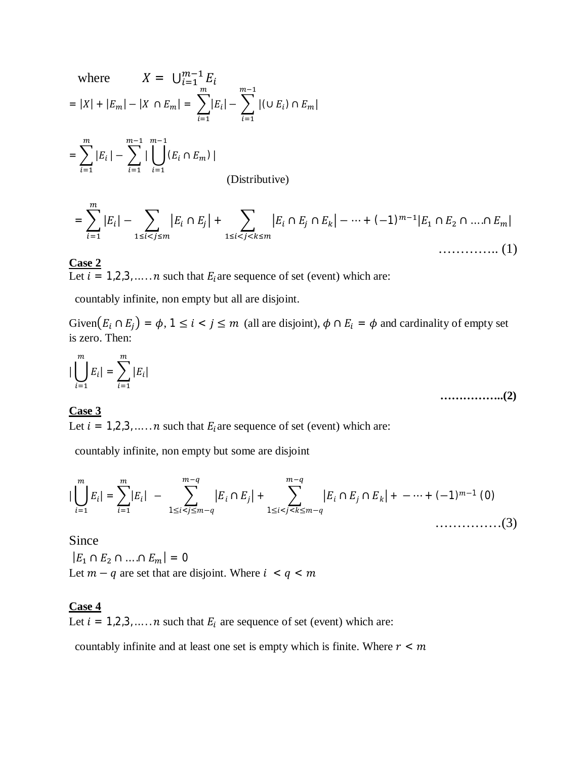where $\quad X = \bigcup_{i=1}^{m-1} E_i$

$$= |X| + |E_m| - |X \cap E_m| = \sum_{i=1}^{m} |E_i| - \sum_{i=1}^{m-1} |(\cup E_i) \cap E_m|$$

$$= \sum_{i=1}^{m} |E_i| - \sum_{i=1}^{m-1} |\bigcup_{i=1}^{m-1} (E_i \cap E_m)|$$

(Distributive)

$$= \sum_{i=1}^{m} |E_i| - \sum_{1 \le i < j \le m} |E_i \cap E_j| + \sum_{1 \le i < j < k \le m} |E_i \cap E_j \cap E_k| - \cdots + (-1)^{m-1} |E_1 \cap E_2 \cap \ldots \cap E_m|$$

…………. (1)

**Case 2**

Let $i = 1,2,3, \ldots\ldots n$ such that $E_i$ are sequence of set (event) which are:

countably infinite, non empty but all are disjoint.

Given $(E_i \cap E_j) = \phi$, $1 \le i < j \le m$ (all are disjoint), $\phi \cap E_i = \phi$ and cardinality of empty set is zero. Then:

$$|\bigcup_{i=1}^{m} E_i| = \sum_{i=1}^{m} |E_i|$$

**……………..(2)**

**Case 3**

Let $i = 1,2,3, \ldots\ldots n$ such that $E_i$ are sequence of set (event) which are:

countably infinite, non empty but some are disjoint

$$|\bigcup_{i=1}^{m} E_i| = \sum_{i=1}^{m} |E_i| - \sum_{1 \le i < j \le m-q}^{m-q} |E_i \cap E_j| + \sum_{1 \le i < j < k \le m-q}^{m-q} |E_i \cap E_j \cap E_k| + - \cdots + (-1)^{m-1} (0)$$

……………(3)

Since

$|E_1 \cap E_2 \cap \ldots \cap E_m| = 0$

Let $m - q$ are set that are disjoint. Where $i < q < m$

**Case 4**

Let $i = 1,2,3, \ldots\ldots n$ such that $E_i$ are sequence of set (event) which are:

countably infinite and at least one set is empty which is finite. Where $r < m$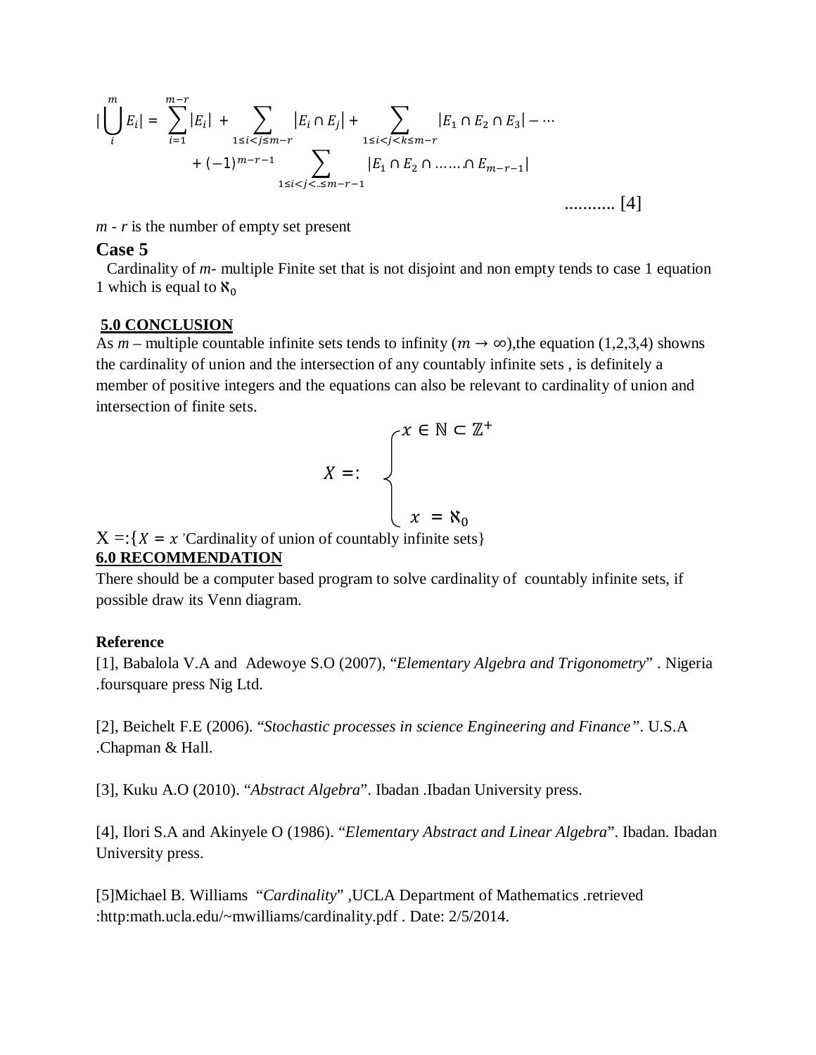$$|\bigcup_{i}^{m} E_i| = \sum_{i=1}^{m-r} |E_i| + \sum_{1 \le i < j \le m-r} |E_i \cap E_j| + \sum_{1 \le i < j < k \le m-r} |E_1 \cap E_2 \cap E_3| - \cdots + (-1)^{m-r-1} \sum_{1 \le i < j < \ldots \le m-r-1} |E_1 \cap E_2 \cap \ldots \ldots \cap E_{m-r-1}| \quad \ldots\ldots\ldots.. [4]$$

$m$ - $r$ is the number of empty set present

## Case 5

Cardinality of $m$- multiple Finite set that is not disjoint and non empty tends to case 1 equation 1 which is equal to $\aleph_0$

## 5.0 CONCLUSION

As $m$ – multiple countable infinite sets tends to infinity ($m \to \infty$),the equation (1,2,3,4) showns the cardinality of union and the intersection of any countably infinite sets , is definitely a member of positive integers and the equations can also be relevant to cardinality of union and intersection of finite sets.

$$X =: \begin{cases} x \in \mathbb{N} \subset \mathbb{Z}^{+} \\ x = \aleph_0 \end{cases}$$

X =:{$X = x$ 'Cardinality of union of countably infinite sets}

## 6.0 RECOMMENDATION

There should be a computer based program to solve cardinality of countably infinite sets, if possible draw its Venn diagram.

**Reference**

[1], Babalola V.A and Adewoye S.O (2007), "*Elementary Algebra and Trigonometry*" . Nigeria .foursquare press Nig Ltd.

[2], Beichelt F.E (2006). "*Stochastic processes in science Engineering and Finance"*. U.S.A .Chapman & Hall.

[3], Kuku A.O (2010). "*Abstract Algebra*". Ibadan .Ibadan University press.

[4], Ilori S.A and Akinyele O (1986). "*Elementary Abstract and Linear Algebra*". Ibadan. Ibadan University press.

[5]Michael B. Williams "*Cardinality*" ,UCLA Department of Mathematics .retrieved :http:math.ucla.edu/~mwilliams/cardinality.pdf . Date: 2/5/2014.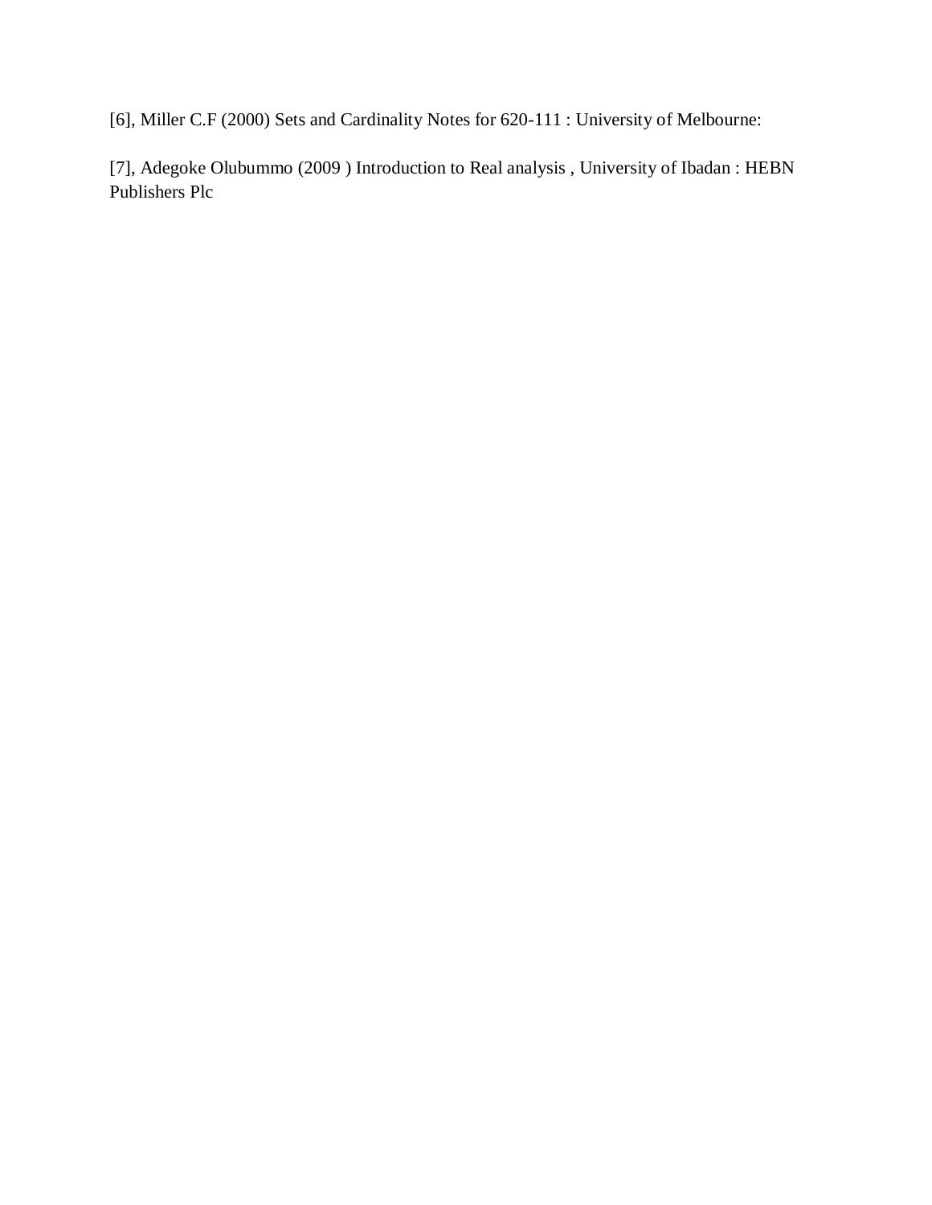[6], Miller C.F (2000) Sets and Cardinality Notes for 620-111 : University of Melbourne:

[7], Adegoke Olubummo (2009 ) Introduction to Real analysis , University of Ibadan : HEBN Publishers Plc